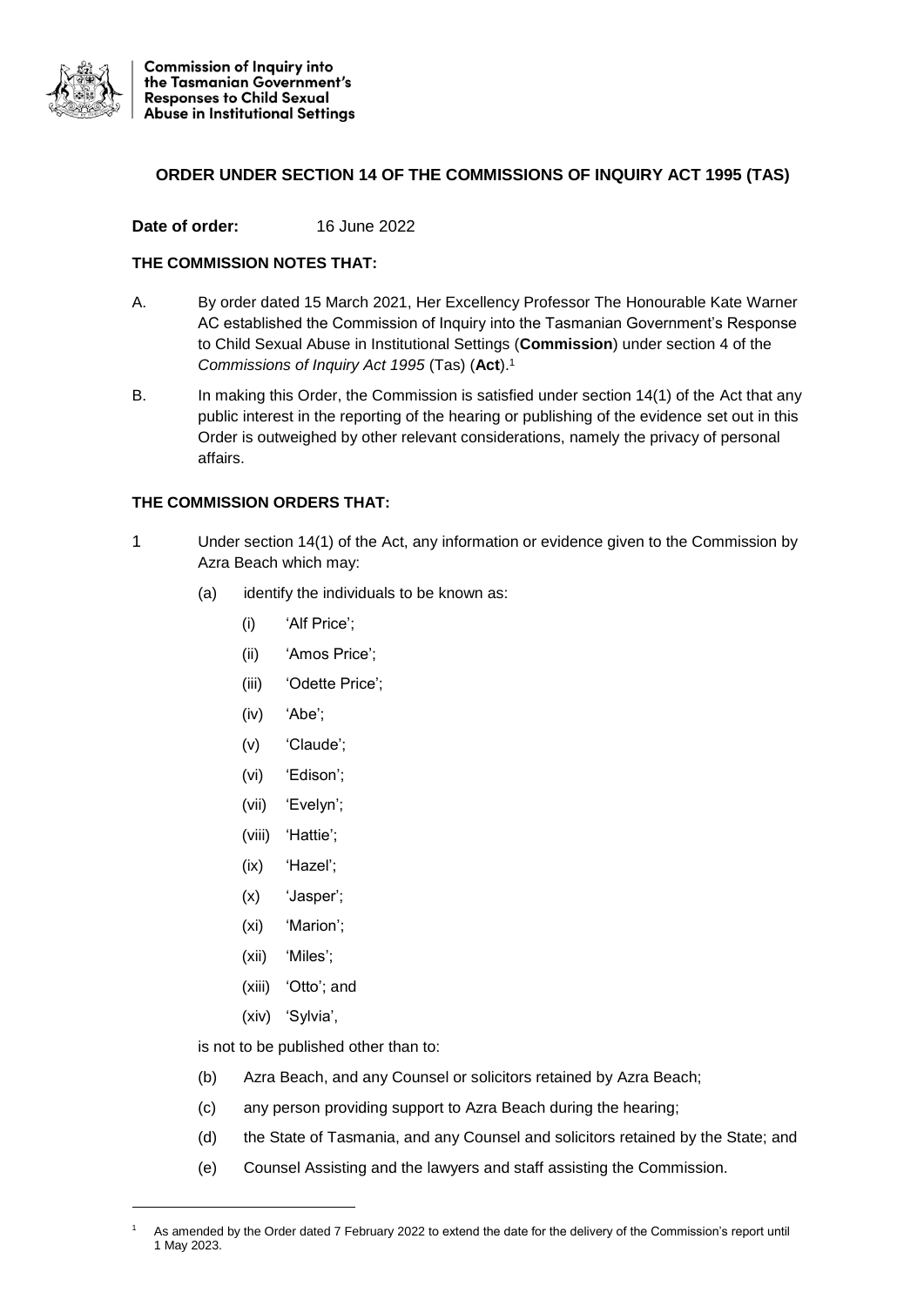Commission of Inquiry into the Tasmanian Government's Responses to Child Sexual Abuse in Institutional Settings

## ORDER UNDER SECTION 14 OF THE COMMISSIONS OF INQUIRY ACT 1995 (TAS)

**Date of order:** 16 June 2022

**THE COMMISSION NOTES THAT:**

A. By order dated 15 March 2021, Her Excellency Professor The Honourable Kate Warner AC established the Commission of Inquiry into the Tasmanian Government's Response to Child Sexual Abuse in Institutional Settings (**Commission**) under section 4 of the *Commissions of Inquiry Act 1995* (Tas) (**Act**).[1]

B. In making this Order, the Commission is satisfied under section 14(1) of the Act that any public interest in the reporting of the hearing or publishing of the evidence set out in this Order is outweighed by other relevant considerations, namely the privacy of personal affairs.

**THE COMMISSION ORDERS THAT:**

1 Under section 14(1) of the Act, any information or evidence given to the Commission by Azra Beach which may:

(a) identify the individuals to be known as:

(i) 'Alf Price';

(ii) 'Amos Price';

(iii) 'Odette Price';

(iv) 'Abe';

(v) 'Claude';

(vi) 'Edison';

(vii) 'Evelyn';

(viii) 'Hattie';

(ix) 'Hazel';

(x) 'Jasper';

(xi) 'Marion';

(xii) 'Miles';

(xiii) 'Otto'; and

(xiv) 'Sylvia',

is not to be published other than to:

(b) Azra Beach, and any Counsel or solicitors retained by Azra Beach;

(c) any person providing support to Azra Beach during the hearing;

(d) the State of Tasmania, and any Counsel and solicitors retained by the State; and

(e) Counsel Assisting and the lawyers and staff assisting the Commission.

[1] As amended by the Order dated 7 February 2022 to extend the date for the delivery of the Commission's report until 1 May 2023.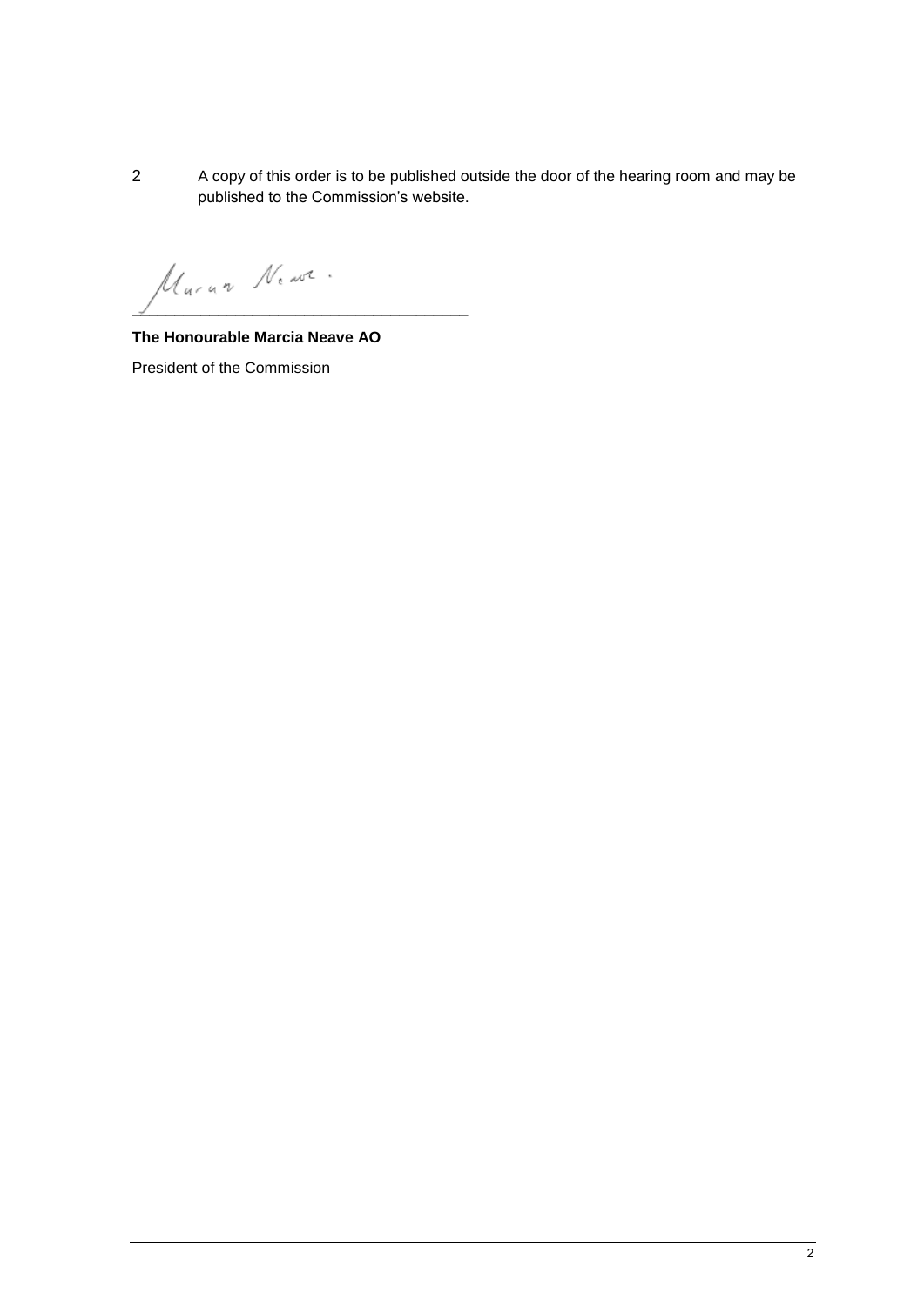2 A copy of this order is to be published outside the door of the hearing room and may be published to the Commission's website.

\_\_\_\_\_\_\_\_\_\_\_\_\_\_\_\_\_\_\_\_\_\_\_\_\_\_\_\_\_\_\_\_\_\_\_\_

**The Honourable Marcia Neave AO**

President of the Commission